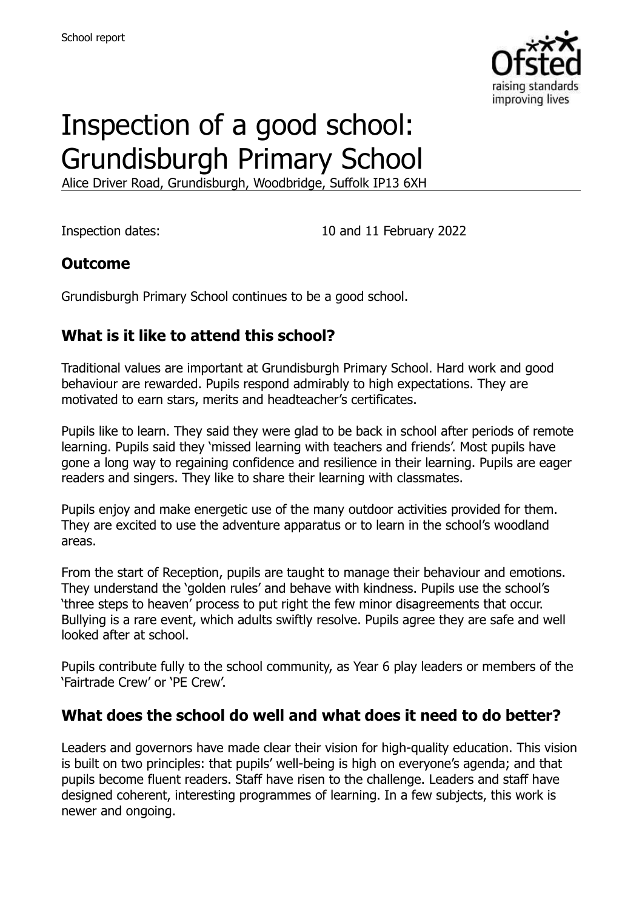School report

# Inspection of a good school: Grundisburgh Primary School

Alice Driver Road, Grundisburgh, Woodbridge, Suffolk IP13 6XH

Inspection dates: 10 and 11 February 2022

## Outcome

Grundisburgh Primary School continues to be a good school.

## What is it like to attend this school?

Traditional values are important at Grundisburgh Primary School. Hard work and good behaviour are rewarded. Pupils respond admirably to high expectations. They are motivated to earn stars, merits and headteacher's certificates.

Pupils like to learn. They said they were glad to be back in school after periods of remote learning. Pupils said they 'missed learning with teachers and friends'. Most pupils have gone a long way to regaining confidence and resilience in their learning. Pupils are eager readers and singers. They like to share their learning with classmates.

Pupils enjoy and make energetic use of the many outdoor activities provided for them. They are excited to use the adventure apparatus or to learn in the school's woodland areas.

From the start of Reception, pupils are taught to manage their behaviour and emotions. They understand the 'golden rules' and behave with kindness. Pupils use the school's 'three steps to heaven' process to put right the few minor disagreements that occur. Bullying is a rare event, which adults swiftly resolve. Pupils agree they are safe and well looked after at school.

Pupils contribute fully to the school community, as Year 6 play leaders or members of the 'Fairtrade Crew' or 'PE Crew'.

## What does the school do well and what does it need to do better?

Leaders and governors have made clear their vision for high-quality education. This vision is built on two principles: that pupils' well-being is high on everyone's agenda; and that pupils become fluent readers. Staff have risen to the challenge. Leaders and staff have designed coherent, interesting programmes of learning. In a few subjects, this work is newer and ongoing.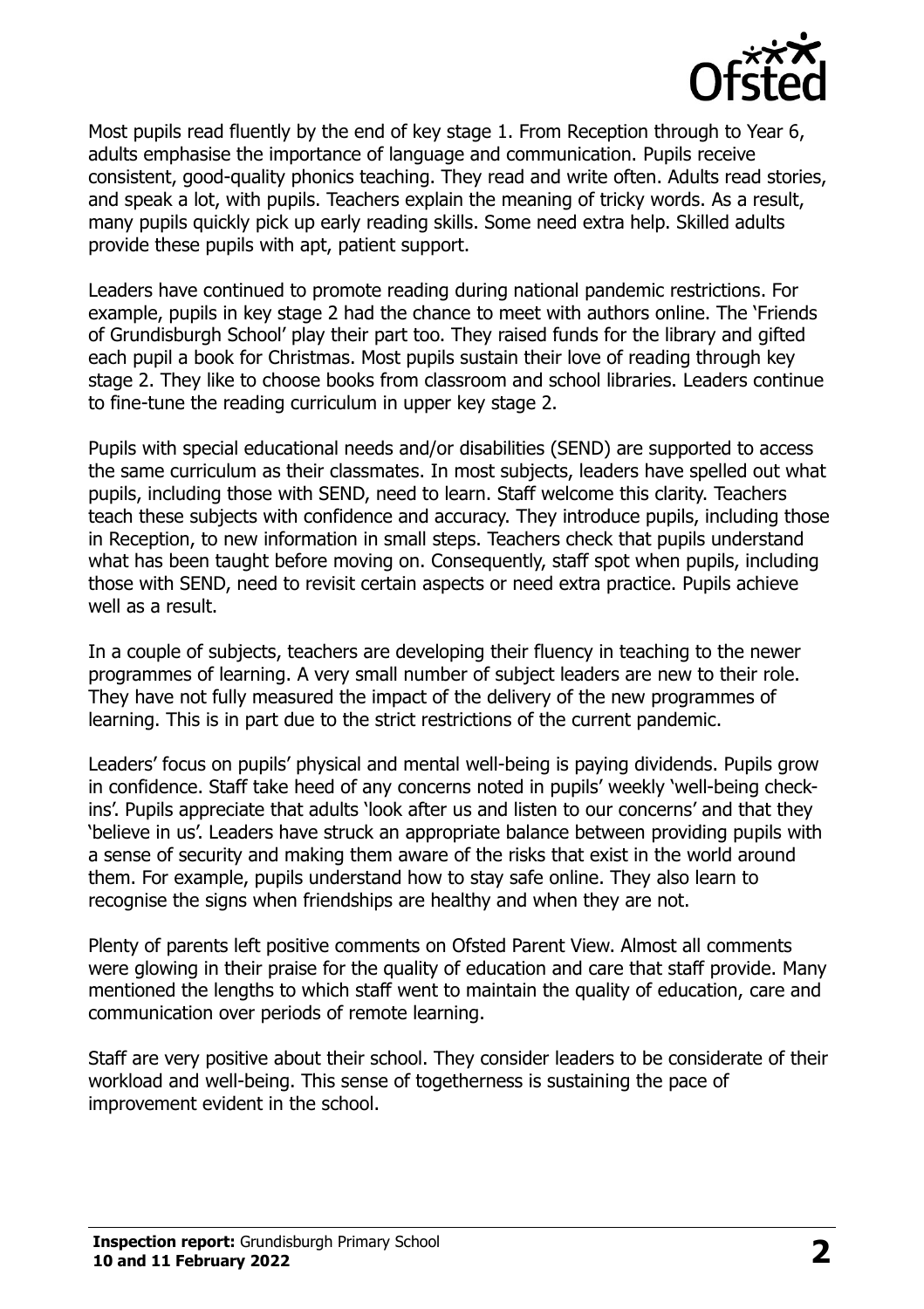Most pupils read fluently by the end of key stage 1. From Reception through to Year 6, adults emphasise the importance of language and communication. Pupils receive consistent, good-quality phonics teaching. They read and write often. Adults read stories, and speak a lot, with pupils. Teachers explain the meaning of tricky words. As a result, many pupils quickly pick up early reading skills. Some need extra help. Skilled adults provide these pupils with apt, patient support.

Leaders have continued to promote reading during national pandemic restrictions. For example, pupils in key stage 2 had the chance to meet with authors online. The 'Friends of Grundisburgh School' play their part too. They raised funds for the library and gifted each pupil a book for Christmas. Most pupils sustain their love of reading through key stage 2. They like to choose books from classroom and school libraries. Leaders continue to fine-tune the reading curriculum in upper key stage 2.

Pupils with special educational needs and/or disabilities (SEND) are supported to access the same curriculum as their classmates. In most subjects, leaders have spelled out what pupils, including those with SEND, need to learn. Staff welcome this clarity. Teachers teach these subjects with confidence and accuracy. They introduce pupils, including those in Reception, to new information in small steps. Teachers check that pupils understand what has been taught before moving on. Consequently, staff spot when pupils, including those with SEND, need to revisit certain aspects or need extra practice. Pupils achieve well as a result.

In a couple of subjects, teachers are developing their fluency in teaching to the newer programmes of learning. A very small number of subject leaders are new to their role. They have not fully measured the impact of the delivery of the new programmes of learning. This is in part due to the strict restrictions of the current pandemic.

Leaders' focus on pupils' physical and mental well-being is paying dividends. Pupils grow in confidence. Staff take heed of any concerns noted in pupils' weekly 'well-being check-ins'. Pupils appreciate that adults 'look after us and listen to our concerns' and that they 'believe in us'. Leaders have struck an appropriate balance between providing pupils with a sense of security and making them aware of the risks that exist in the world around them. For example, pupils understand how to stay safe online. They also learn to recognise the signs when friendships are healthy and when they are not.

Plenty of parents left positive comments on Ofsted Parent View. Almost all comments were glowing in their praise for the quality of education and care that staff provide. Many mentioned the lengths to which staff went to maintain the quality of education, care and communication over periods of remote learning.

Staff are very positive about their school. They consider leaders to be considerate of their workload and well-being. This sense of togetherness is sustaining the pace of improvement evident in the school.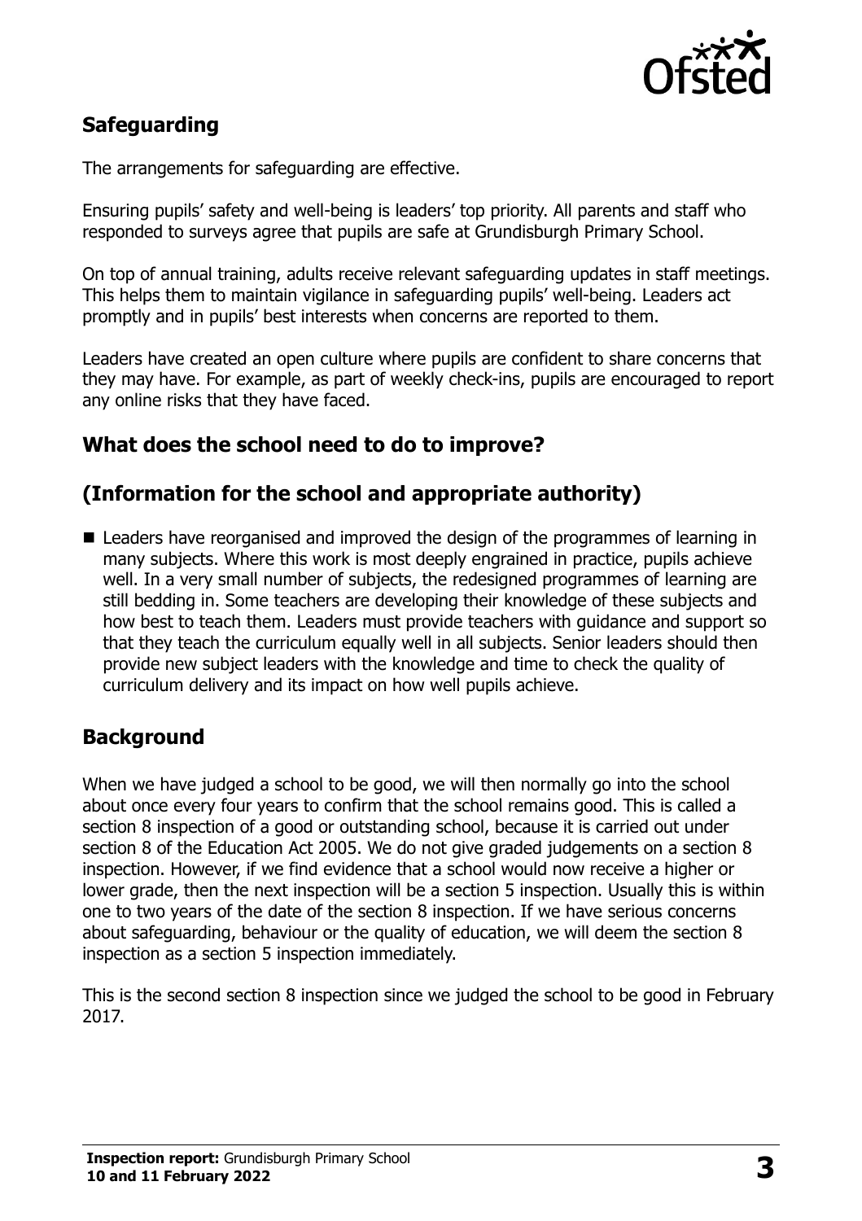## Safeguarding

The arrangements for safeguarding are effective.

Ensuring pupils' safety and well-being is leaders' top priority. All parents and staff who responded to surveys agree that pupils are safe at Grundisburgh Primary School.

On top of annual training, adults receive relevant safeguarding updates in staff meetings. This helps them to maintain vigilance in safeguarding pupils' well-being. Leaders act promptly and in pupils' best interests when concerns are reported to them.

Leaders have created an open culture where pupils are confident to share concerns that they may have. For example, as part of weekly check-ins, pupils are encouraged to report any online risks that they have faced.

## What does the school need to do to improve?

## (Information for the school and appropriate authority)

- Leaders have reorganised and improved the design of the programmes of learning in many subjects. Where this work is most deeply engrained in practice, pupils achieve well. In a very small number of subjects, the redesigned programmes of learning are still bedding in. Some teachers are developing their knowledge of these subjects and how best to teach them. Leaders must provide teachers with guidance and support so that they teach the curriculum equally well in all subjects. Senior leaders should then provide new subject leaders with the knowledge and time to check the quality of curriculum delivery and its impact on how well pupils achieve.

## Background

When we have judged a school to be good, we will then normally go into the school about once every four years to confirm that the school remains good. This is called a section 8 inspection of a good or outstanding school, because it is carried out under section 8 of the Education Act 2005. We do not give graded judgements on a section 8 inspection. However, if we find evidence that a school would now receive a higher or lower grade, then the next inspection will be a section 5 inspection. Usually this is within one to two years of the date of the section 8 inspection. If we have serious concerns about safeguarding, behaviour or the quality of education, we will deem the section 8 inspection as a section 5 inspection immediately.

This is the second section 8 inspection since we judged the school to be good in February 2017.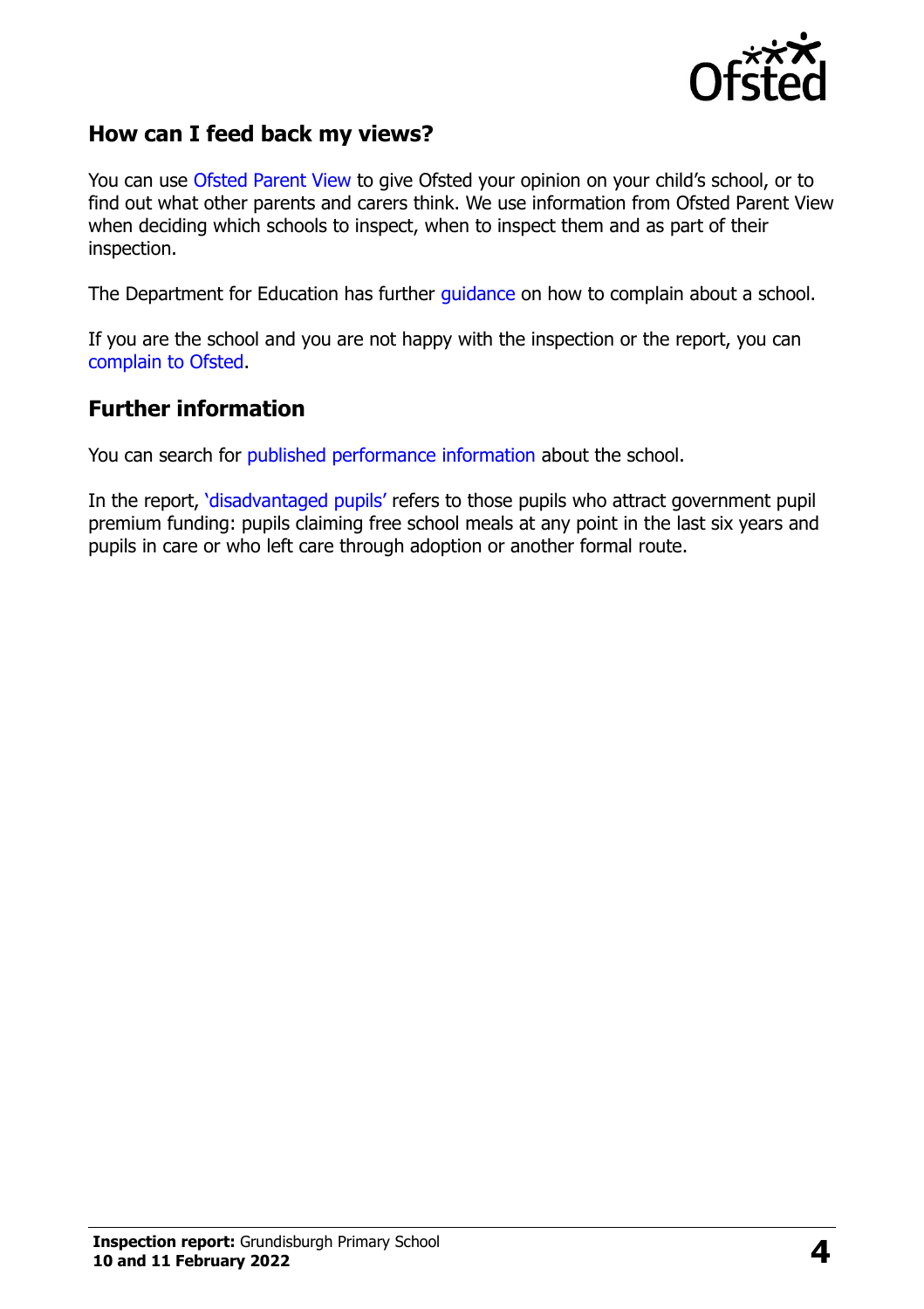## How can I feed back my views?

You can use Ofsted Parent View to give Ofsted your opinion on your child's school, or to find out what other parents and carers think. We use information from Ofsted Parent View when deciding which schools to inspect, when to inspect them and as part of their inspection.

The Department for Education has further guidance on how to complain about a school.

If you are the school and you are not happy with the inspection or the report, you can complain to Ofsted.

## Further information

You can search for published performance information about the school.

In the report, 'disadvantaged pupils' refers to those pupils who attract government pupil premium funding: pupils claiming free school meals at any point in the last six years and pupils in care or who left care through adoption or another formal route.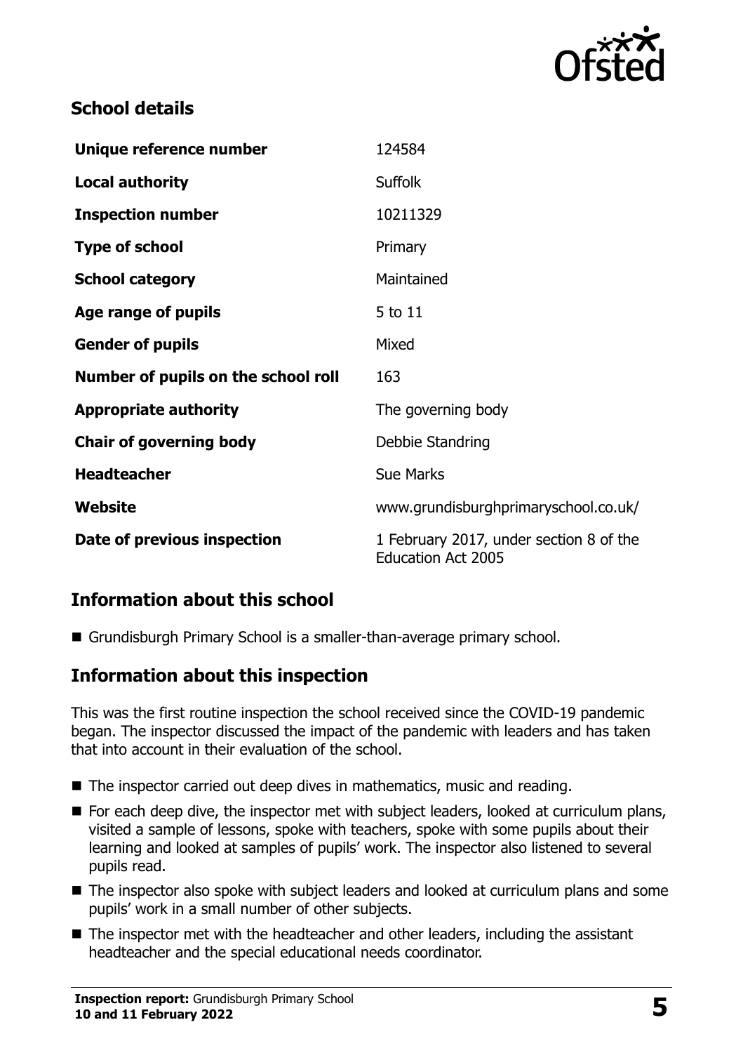## School details

| | |
|---|---|
| **Unique reference number** | 124584 |
| **Local authority** | Suffolk |
| **Inspection number** | 10211329 |
| **Type of school** | Primary |
| **School category** | Maintained |
| **Age range of pupils** | 5 to 11 |
| **Gender of pupils** | Mixed |
| **Number of pupils on the school roll** | 163 |
| **Appropriate authority** | The governing body |
| **Chair of governing body** | Debbie Standring |
| **Headteacher** | Sue Marks |
| **Website** | www.grundisburghprimaryschool.co.uk/ |
| **Date of previous inspection** | 1 February 2017, under section 8 of the Education Act 2005 |

## Information about this school

- Grundisburgh Primary School is a smaller-than-average primary school.

## Information about this inspection

This was the first routine inspection the school received since the COVID-19 pandemic began. The inspector discussed the impact of the pandemic with leaders and has taken that into account in their evaluation of the school.

- The inspector carried out deep dives in mathematics, music and reading.
- For each deep dive, the inspector met with subject leaders, looked at curriculum plans, visited a sample of lessons, spoke with teachers, spoke with some pupils about their learning and looked at samples of pupils' work. The inspector also listened to several pupils read.
- The inspector also spoke with subject leaders and looked at curriculum plans and some pupils' work in a small number of other subjects.
- The inspector met with the headteacher and other leaders, including the assistant headteacher and the special educational needs coordinator.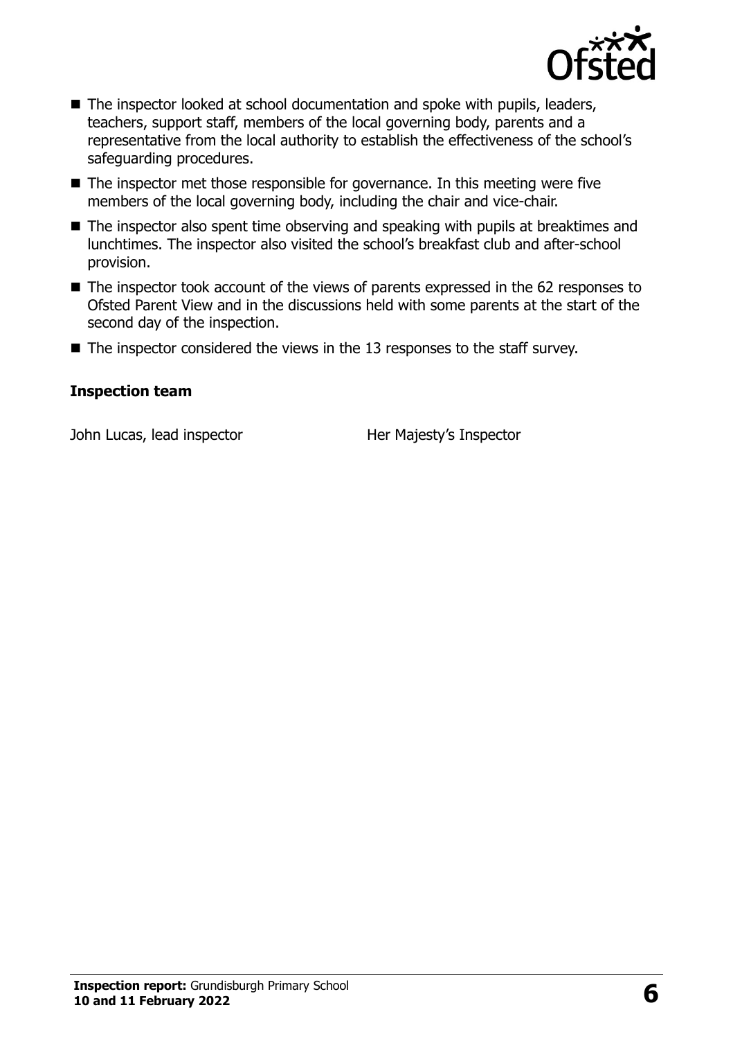- The inspector looked at school documentation and spoke with pupils, leaders, teachers, support staff, members of the local governing body, parents and a representative from the local authority to establish the effectiveness of the school's safeguarding procedures.
- The inspector met those responsible for governance. In this meeting were five members of the local governing body, including the chair and vice-chair.
- The inspector also spent time observing and speaking with pupils at breaktimes and lunchtimes. The inspector also visited the school's breakfast club and after-school provision.
- The inspector took account of the views of parents expressed in the 62 responses to Ofsted Parent View and in the discussions held with some parents at the start of the second day of the inspection.
- The inspector considered the views in the 13 responses to the staff survey.

### Inspection team

| | |
|---|---|
| John Lucas, lead inspector | Her Majesty's Inspector |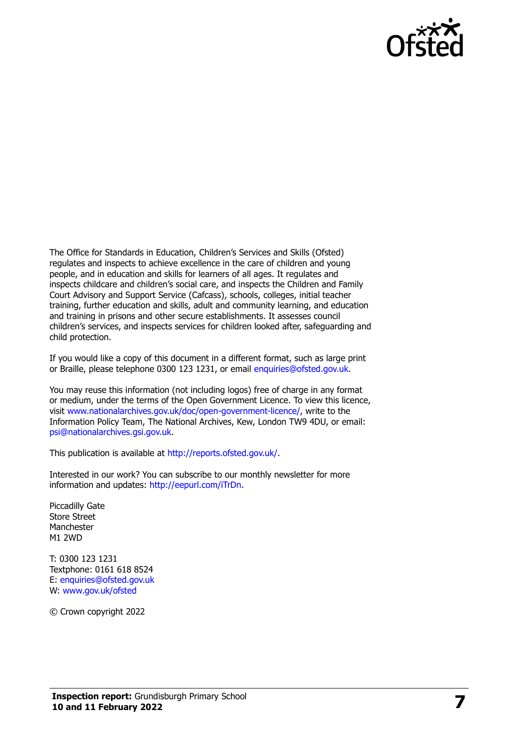The Office for Standards in Education, Children's Services and Skills (Ofsted) regulates and inspects to achieve excellence in the care of children and young people, and in education and skills for learners of all ages. It regulates and inspects childcare and children's social care, and inspects the Children and Family Court Advisory and Support Service (Cafcass), schools, colleges, initial teacher training, further education and skills, adult and community learning, and education and training in prisons and other secure establishments. It assesses council children's services, and inspects services for children looked after, safeguarding and child protection.

If you would like a copy of this document in a different format, such as large print or Braille, please telephone 0300 123 1231, or email enquiries@ofsted.gov.uk.

You may reuse this information (not including logos) free of charge in any format or medium, under the terms of the Open Government Licence. To view this licence, visit www.nationalarchives.gov.uk/doc/open-government-licence/, write to the Information Policy Team, The National Archives, Kew, London TW9 4DU, or email: psi@nationalarchives.gsi.gov.uk.

This publication is available at http://reports.ofsted.gov.uk/.

Interested in our work? You can subscribe to our monthly newsletter for more information and updates: http://eepurl.com/iTrDn.

Piccadilly Gate
Store Street
Manchester
M1 2WD

T: 0300 123 1231
Textphone: 0161 618 8524
E: enquiries@ofsted.gov.uk
W: www.gov.uk/ofsted

© Crown copyright 2022